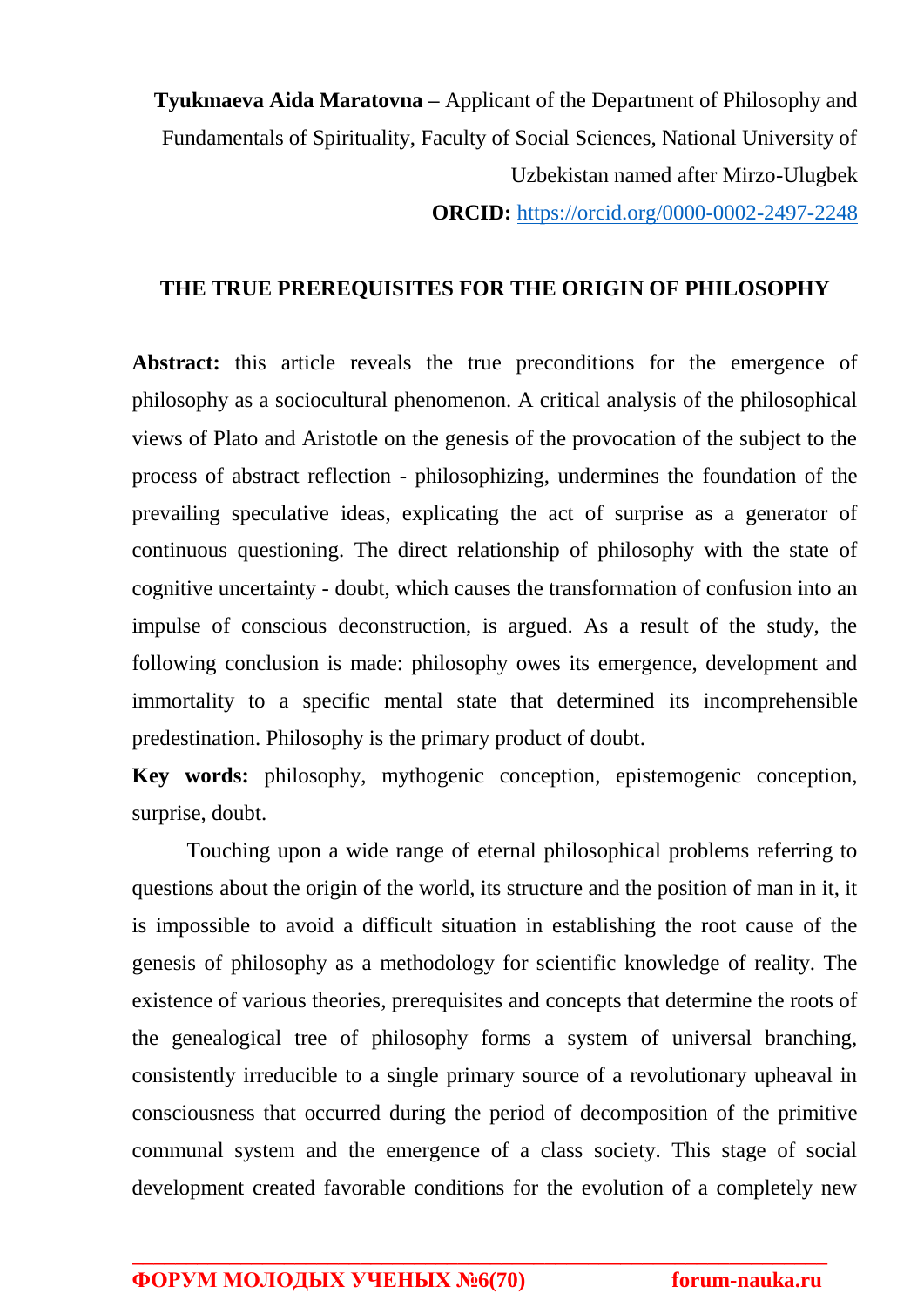**Tyukmaeva Aida Maratovna –** Applicant of the Department of Philosophy and Fundamentals of Spirituality, Faculty of Social Sciences, National University of Uzbekistan named after Mirzo-Ulugbek

**ORCID:** https://orcid.org/0000-0002-2497-2248

## THE TRUE PREREQUISITES FOR THE ORIGIN OF PHILOSOPHY

**Abstract:** this article reveals the true preconditions for the emergence of philosophy as a sociocultural phenomenon. A critical analysis of the philosophical views of Plato and Aristotle on the genesis of the provocation of the subject to the process of abstract reflection - philosophizing, undermines the foundation of the prevailing speculative ideas, explicating the act of surprise as a generator of continuous questioning. The direct relationship of philosophy with the state of cognitive uncertainty - doubt, which causes the transformation of confusion into an impulse of conscious deconstruction, is argued. As a result of the study, the following conclusion is made: philosophy owes its emergence, development and immortality to a specific mental state that determined its incomprehensible predestination. Philosophy is the primary product of doubt.

**Key words:** philosophy, mythogenic conception, epistemogenic conception, surprise, doubt.

Touching upon a wide range of eternal philosophical problems referring to questions about the origin of the world, its structure and the position of man in it, it is impossible to avoid a difficult situation in establishing the root cause of the genesis of philosophy as a methodology for scientific knowledge of reality. The existence of various theories, prerequisites and concepts that determine the roots of the genealogical tree of philosophy forms a system of universal branching, consistently irreducible to a single primary source of a revolutionary upheaval in consciousness that occurred during the period of decomposition of the primitive communal system and the emergence of a class society. This stage of social development created favorable conditions for the evolution of a completely new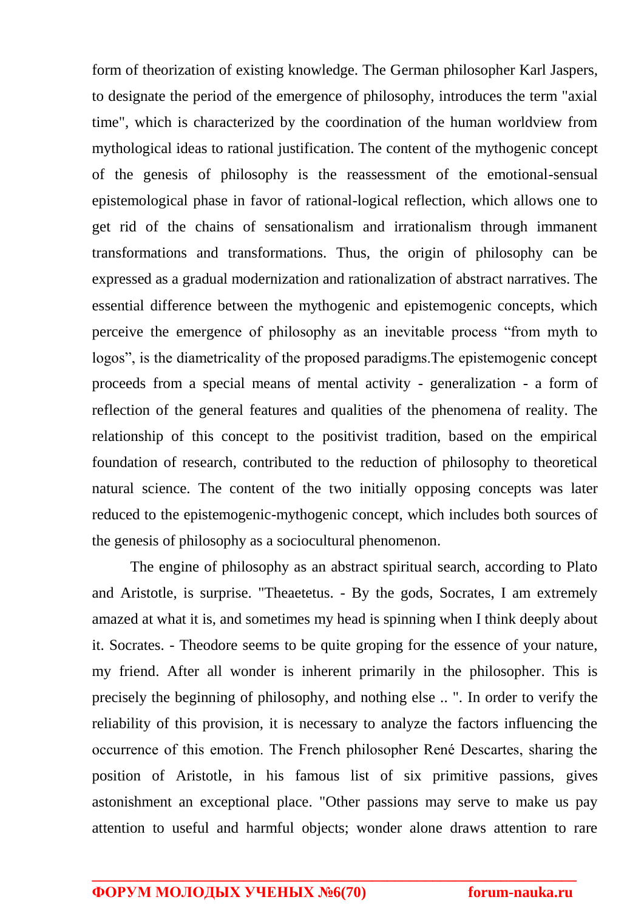form of theorization of existing knowledge. The German philosopher Karl Jaspers, to designate the period of the emergence of philosophy, introduces the term "axial time", which is characterized by the coordination of the human worldview from mythological ideas to rational justification. The content of the mythogenic concept of the genesis of philosophy is the reassessment of the emotional-sensual epistemological phase in favor of rational-logical reflection, which allows one to get rid of the chains of sensationalism and irrationalism through immanent transformations and transformations. Thus, the origin of philosophy can be expressed as a gradual modernization and rationalization of abstract narratives. The essential difference between the mythogenic and epistemogenic concepts, which perceive the emergence of philosophy as an inevitable process “from myth to logos”, is the diametricality of the proposed paradigms.The epistemogenic concept proceeds from a special means of mental activity - generalization - a form of reflection of the general features and qualities of the phenomena of reality. The relationship of this concept to the positivist tradition, based on the empirical foundation of research, contributed to the reduction of philosophy to theoretical natural science. The content of the two initially opposing concepts was later reduced to the epistemogenic-mythogenic concept, which includes both sources of the genesis of philosophy as a sociocultural phenomenon.

The engine of philosophy as an abstract spiritual search, according to Plato and Aristotle, is surprise. "Theaetetus. - By the gods, Socrates, I am extremely amazed at what it is, and sometimes my head is spinning when I think deeply about it. Socrates. - Theodore seems to be quite groping for the essence of your nature, my friend. After all wonder is inherent primarily in the philosopher. This is precisely the beginning of philosophy, and nothing else .. ". In order to verify the reliability of this provision, it is necessary to analyze the factors influencing the occurrence of this emotion. The French philosopher René Descartes, sharing the position of Aristotle, in his famous list of six primitive passions, gives astonishment an exceptional place. "Other passions may serve to make us pay attention to useful and harmful objects; wonder alone draws attention to rare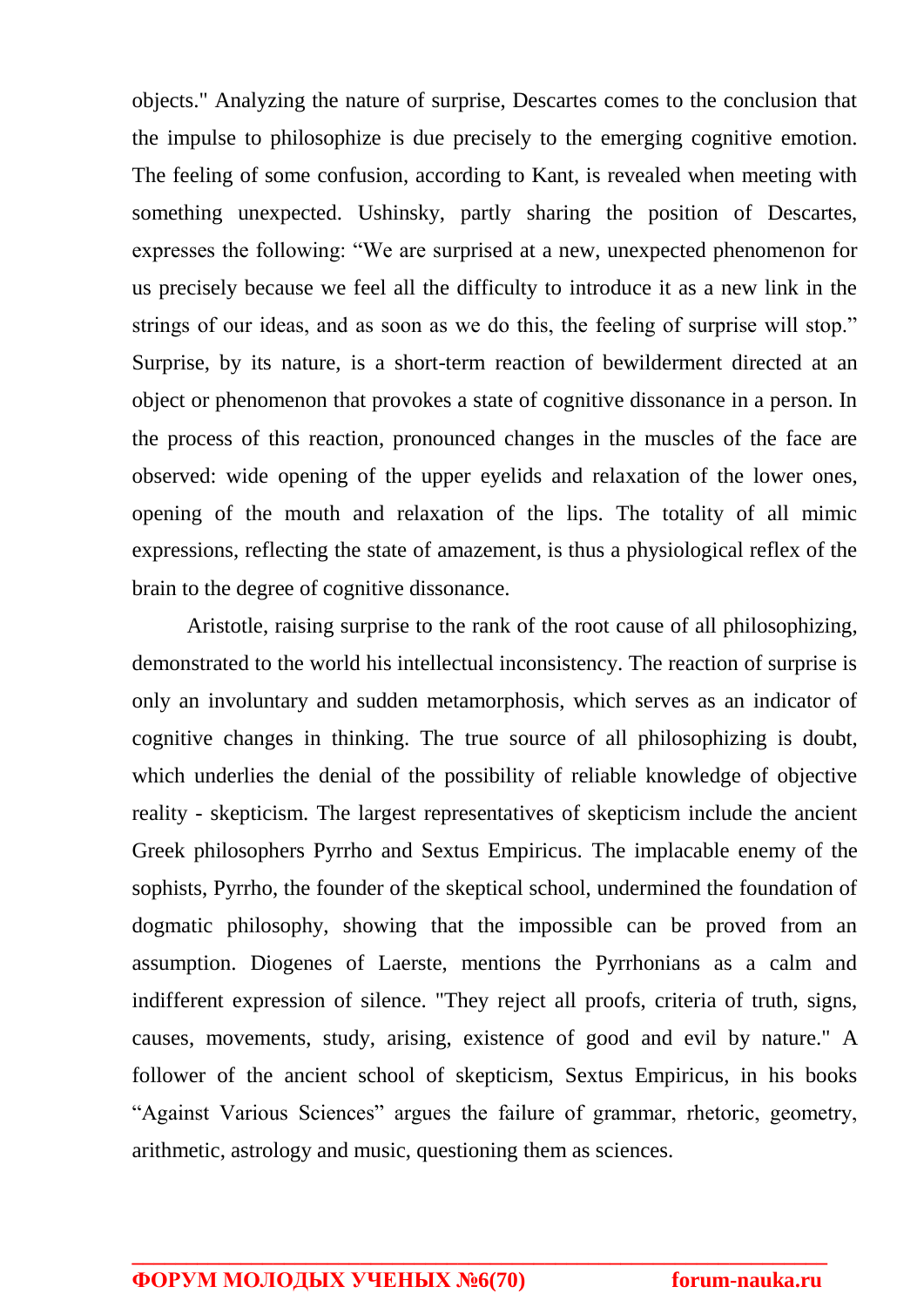objects." Analyzing the nature of surprise, Descartes comes to the conclusion that the impulse to philosophize is due precisely to the emerging cognitive emotion. The feeling of some confusion, according to Kant, is revealed when meeting with something unexpected. Ushinsky, partly sharing the position of Descartes, expresses the following: "We are surprised at a new, unexpected phenomenon for us precisely because we feel all the difficulty to introduce it as a new link in the strings of our ideas, and as soon as we do this, the feeling of surprise will stop." Surprise, by its nature, is a short-term reaction of bewilderment directed at an object or phenomenon that provokes a state of cognitive dissonance in a person. In the process of this reaction, pronounced changes in the muscles of the face are observed: wide opening of the upper eyelids and relaxation of the lower ones, opening of the mouth and relaxation of the lips. The totality of all mimic expressions, reflecting the state of amazement, is thus a physiological reflex of the brain to the degree of cognitive dissonance.

Aristotle, raising surprise to the rank of the root cause of all philosophizing, demonstrated to the world his intellectual inconsistency. The reaction of surprise is only an involuntary and sudden metamorphosis, which serves as an indicator of cognitive changes in thinking. The true source of all philosophizing is doubt, which underlies the denial of the possibility of reliable knowledge of objective reality - skepticism. The largest representatives of skepticism include the ancient Greek philosophers Pyrrho and Sextus Empiricus. The implacable enemy of the sophists, Pyrrho, the founder of the skeptical school, undermined the foundation of dogmatic philosophy, showing that the impossible can be proved from an assumption. Diogenes of Laerste, mentions the Pyrrhonians as a calm and indifferent expression of silence. "They reject all proofs, criteria of truth, signs, causes, movements, study, arising, existence of good and evil by nature." A follower of the ancient school of skepticism, Sextus Empiricus, in his books "Against Various Sciences" argues the failure of grammar, rhetoric, geometry, arithmetic, astrology and music, questioning them as sciences.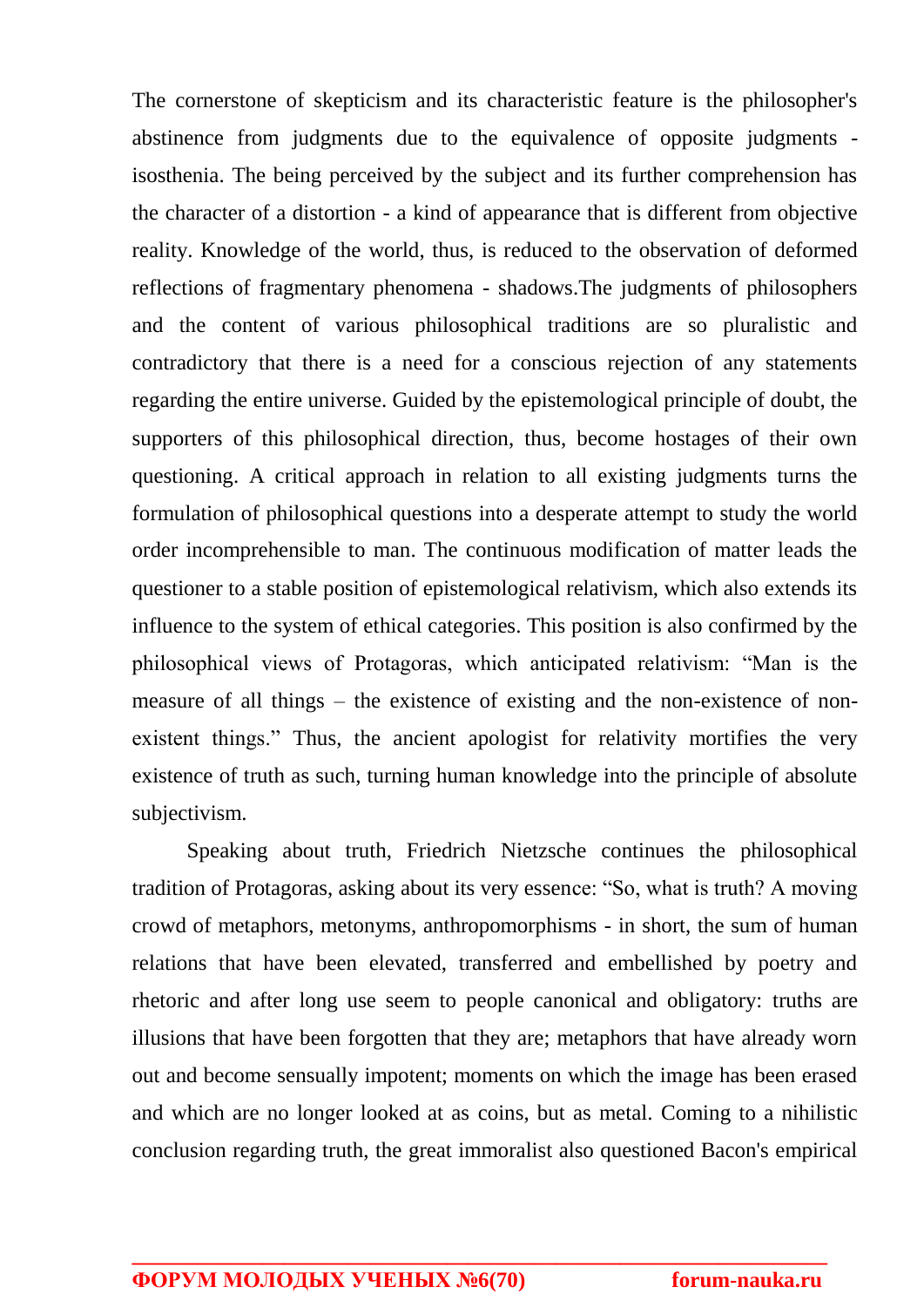The cornerstone of skepticism and its characteristic feature is the philosopher's abstinence from judgments due to the equivalence of opposite judgments - isosthenia. The being perceived by the subject and its further comprehension has the character of a distortion - a kind of appearance that is different from objective reality. Knowledge of the world, thus, is reduced to the observation of deformed reflections of fragmentary phenomena - shadows.The judgments of philosophers and the content of various philosophical traditions are so pluralistic and contradictory that there is a need for a conscious rejection of any statements regarding the entire universe. Guided by the epistemological principle of doubt, the supporters of this philosophical direction, thus, become hostages of their own questioning. A critical approach in relation to all existing judgments turns the formulation of philosophical questions into a desperate attempt to study the world order incomprehensible to man. The continuous modification of matter leads the questioner to a stable position of epistemological relativism, which also extends its influence to the system of ethical categories. This position is also confirmed by the philosophical views of Protagoras, which anticipated relativism: "Man is the measure of all things – the existence of existing and the non-existence of non-existent things." Thus, the ancient apologist for relativity mortifies the very existence of truth as such, turning human knowledge into the principle of absolute subjectivism.

Speaking about truth, Friedrich Nietzsche continues the philosophical tradition of Protagoras, asking about its very essence: "So, what is truth? A moving crowd of metaphors, metonyms, anthropomorphisms - in short, the sum of human relations that have been elevated, transferred and embellished by poetry and rhetoric and after long use seem to people canonical and obligatory: truths are illusions that have been forgotten that they are; metaphors that have already worn out and become sensually impotent; moments on which the image has been erased and which are no longer looked at as coins, but as metal. Coming to a nihilistic conclusion regarding truth, the great immoralist also questioned Bacon's empirical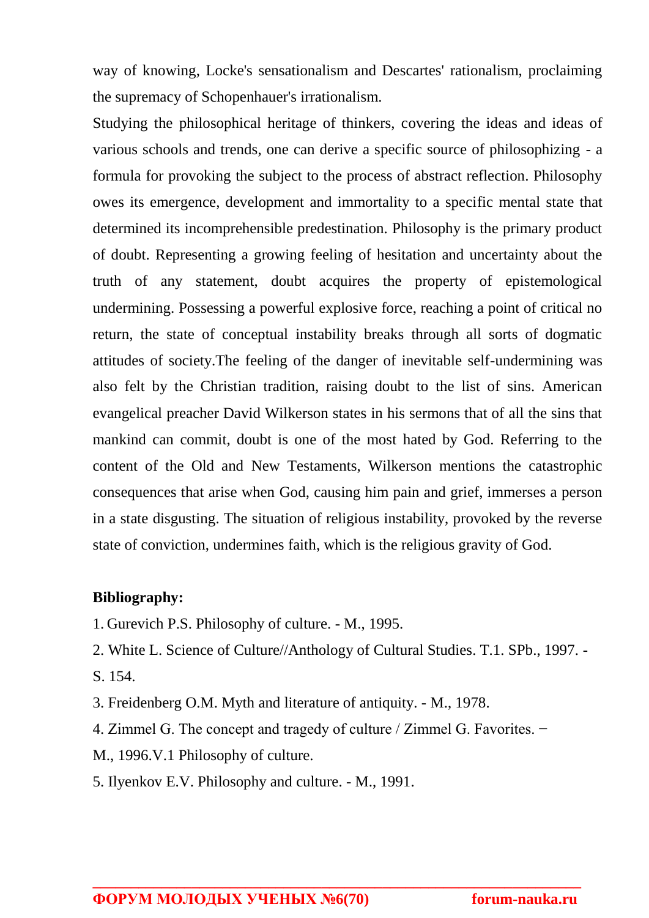way of knowing, Locke's sensationalism and Descartes' rationalism, proclaiming the supremacy of Schopenhauer's irrationalism.

Studying the philosophical heritage of thinkers, covering the ideas and ideas of various schools and trends, one can derive a specific source of philosophizing - a formula for provoking the subject to the process of abstract reflection. Philosophy owes its emergence, development and immortality to a specific mental state that determined its incomprehensible predestination. Philosophy is the primary product of doubt. Representing a growing feeling of hesitation and uncertainty about the truth of any statement, doubt acquires the property of epistemological undermining. Possessing a powerful explosive force, reaching a point of critical no return, the state of conceptual instability breaks through all sorts of dogmatic attitudes of society.The feeling of the danger of inevitable self-undermining was also felt by the Christian tradition, raising doubt to the list of sins. American evangelical preacher David Wilkerson states in his sermons that of all the sins that mankind can commit, doubt is one of the most hated by God. Referring to the content of the Old and New Testaments, Wilkerson mentions the catastrophic consequences that arise when God, causing him pain and grief, immerses a person in a state disgusting. The situation of religious instability, provoked by the reverse state of conviction, undermines faith, which is the religious gravity of God.

**Bibliography:**

1. Gurevich P.S. Philosophy of culture. - M., 1995.
2. White L. Science of Culture//Anthology of Cultural Studies. T.1. SPb., 1997. - S. 154.
3. Freidenberg O.M. Myth and literature of antiquity. - M., 1978.
4. Zimmel G. The concept and tragedy of culture / Zimmel G. Favorites. − M., 1996.V.1 Philosophy of culture.
5. Ilyenkov E.V. Philosophy and culture. - M., 1991.